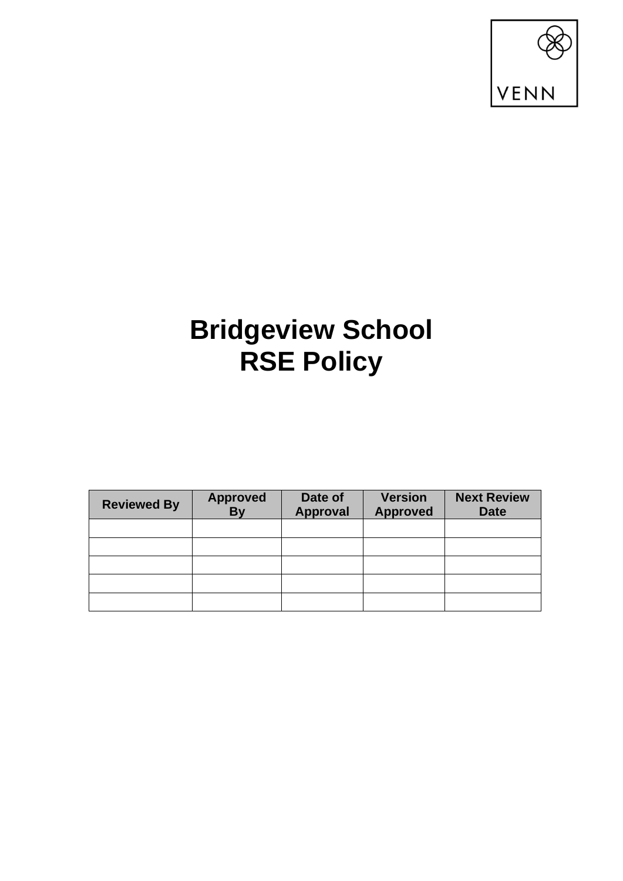VENN

# Bridgeview School
# RSE Policy

| Reviewed By | Approved By | Date of Approval | Version Approved | Next Review Date |
|---|---|---|---|---|
| | | | | |
| | | | | |
| | | | | |
| | | | | |
| | | | | |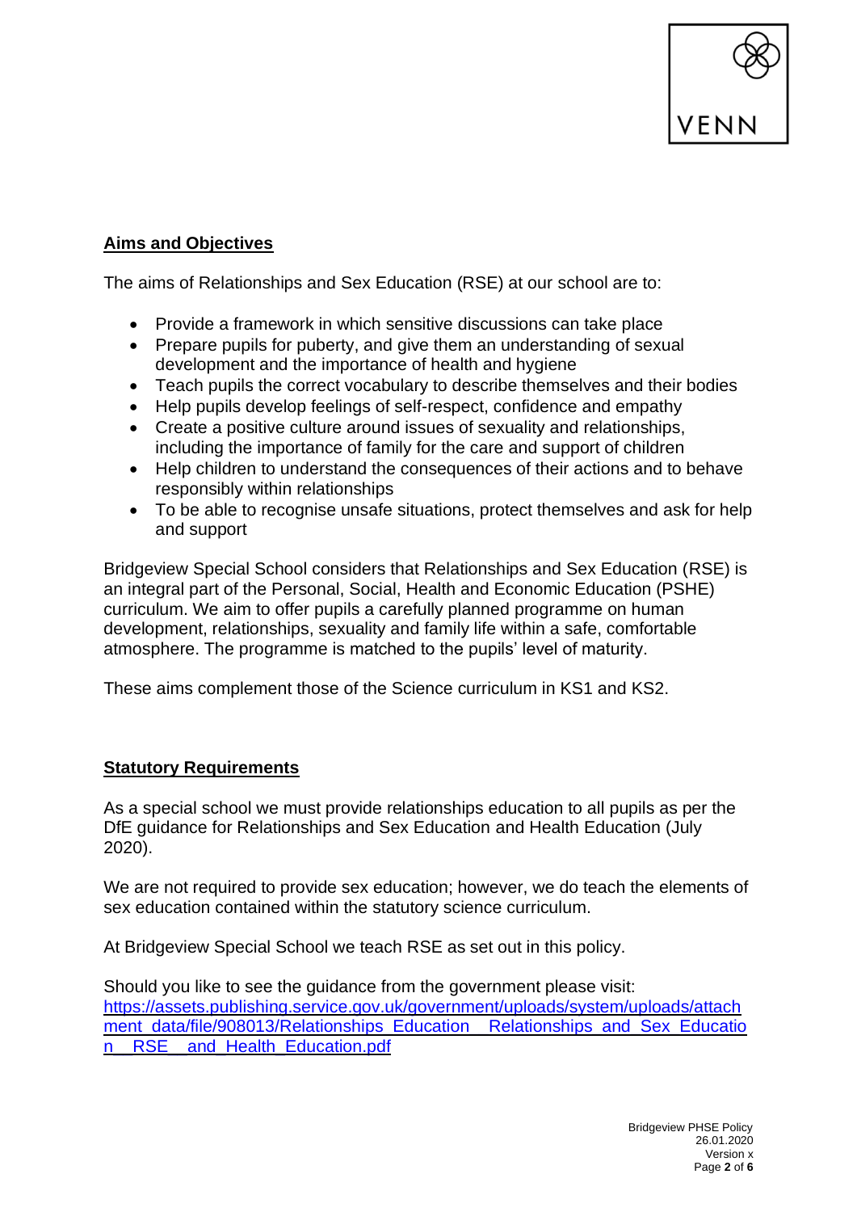## Aims and Objectives

The aims of Relationships and Sex Education (RSE) at our school are to:

- Provide a framework in which sensitive discussions can take place
- Prepare pupils for puberty, and give them an understanding of sexual development and the importance of health and hygiene
- Teach pupils the correct vocabulary to describe themselves and their bodies
- Help pupils develop feelings of self-respect, confidence and empathy
- Create a positive culture around issues of sexuality and relationships, including the importance of family for the care and support of children
- Help children to understand the consequences of their actions and to behave responsibly within relationships
- To be able to recognise unsafe situations, protect themselves and ask for help and support

Bridgeview Special School considers that Relationships and Sex Education (RSE) is an integral part of the Personal, Social, Health and Economic Education (PSHE) curriculum. We aim to offer pupils a carefully planned programme on human development, relationships, sexuality and family life within a safe, comfortable atmosphere. The programme is matched to the pupils' level of maturity.

These aims complement those of the Science curriculum in KS1 and KS2.

## Statutory Requirements

As a special school we must provide relationships education to all pupils as per the DfE guidance for Relationships and Sex Education and Health Education (July 2020).

We are not required to provide sex education; however, we do teach the elements of sex education contained within the statutory science curriculum.

At Bridgeview Special School we teach RSE as set out in this policy.

Should you like to see the guidance from the government please visit:
https://assets.publishing.service.gov.uk/government/uploads/system/uploads/attachment_data/file/908013/Relationships_Education__Relationships_and_Sex_Education__RSE__and_Health_Education.pdf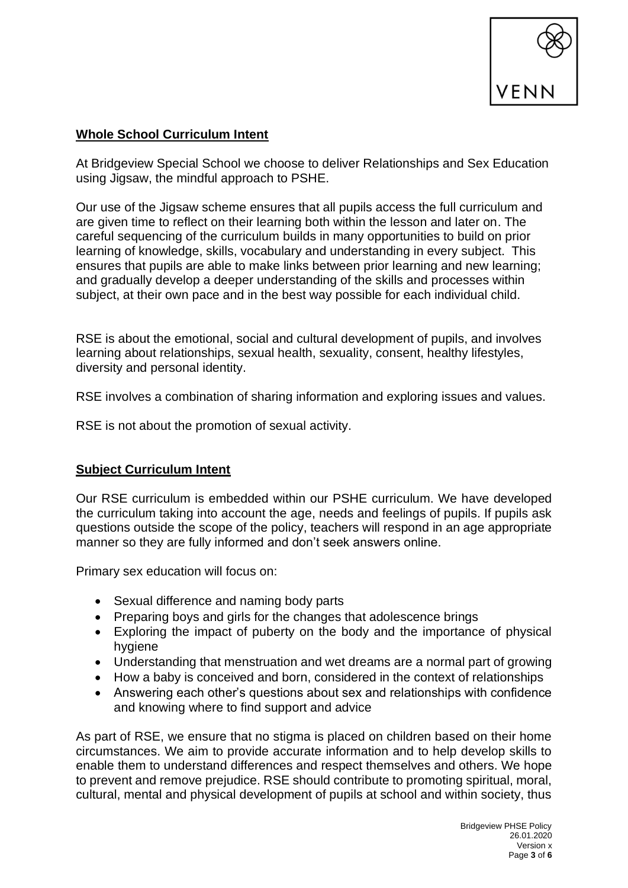## Whole School Curriculum Intent

At Bridgeview Special School we choose to deliver Relationships and Sex Education using Jigsaw, the mindful approach to PSHE.

Our use of the Jigsaw scheme ensures that all pupils access the full curriculum and are given time to reflect on their learning both within the lesson and later on. The careful sequencing of the curriculum builds in many opportunities to build on prior learning of knowledge, skills, vocabulary and understanding in every subject. This ensures that pupils are able to make links between prior learning and new learning; and gradually develop a deeper understanding of the skills and processes within subject, at their own pace and in the best way possible for each individual child.

RSE is about the emotional, social and cultural development of pupils, and involves learning about relationships, sexual health, sexuality, consent, healthy lifestyles, diversity and personal identity.

RSE involves a combination of sharing information and exploring issues and values.

RSE is not about the promotion of sexual activity.

## Subject Curriculum Intent

Our RSE curriculum is embedded within our PSHE curriculum. We have developed the curriculum taking into account the age, needs and feelings of pupils. If pupils ask questions outside the scope of the policy, teachers will respond in an age appropriate manner so they are fully informed and don't seek answers online.

Primary sex education will focus on:

- Sexual difference and naming body parts
- Preparing boys and girls for the changes that adolescence brings
- Exploring the impact of puberty on the body and the importance of physical hygiene
- Understanding that menstruation and wet dreams are a normal part of growing
- How a baby is conceived and born, considered in the context of relationships
- Answering each other's questions about sex and relationships with confidence and knowing where to find support and advice

As part of RSE, we ensure that no stigma is placed on children based on their home circumstances. We aim to provide accurate information and to help develop skills to enable them to understand differences and respect themselves and others. We hope to prevent and remove prejudice. RSE should contribute to promoting spiritual, moral, cultural, mental and physical development of pupils at school and within society, thus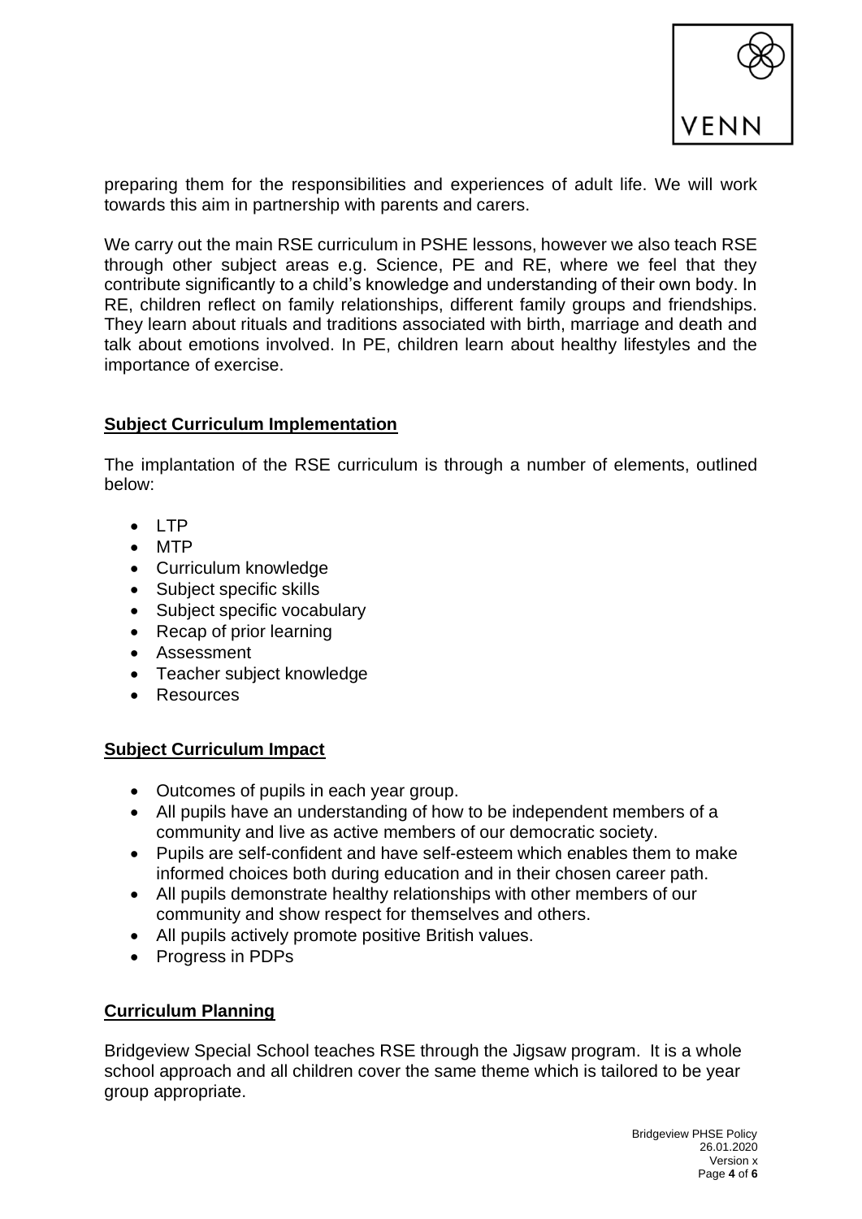preparing them for the responsibilities and experiences of adult life. We will work towards this aim in partnership with parents and carers.

We carry out the main RSE curriculum in PSHE lessons, however we also teach RSE through other subject areas e.g. Science, PE and RE, where we feel that they contribute significantly to a child's knowledge and understanding of their own body. In RE, children reflect on family relationships, different family groups and friendships. They learn about rituals and traditions associated with birth, marriage and death and talk about emotions involved. In PE, children learn about healthy lifestyles and the importance of exercise.

## Subject Curriculum Implementation

The implantation of the RSE curriculum is through a number of elements, outlined below:

- LTP
- MTP
- Curriculum knowledge
- Subject specific skills
- Subject specific vocabulary
- Recap of prior learning
- Assessment
- Teacher subject knowledge
- Resources

## Subject Curriculum Impact

- Outcomes of pupils in each year group.
- All pupils have an understanding of how to be independent members of a community and live as active members of our democratic society.
- Pupils are self-confident and have self-esteem which enables them to make informed choices both during education and in their chosen career path.
- All pupils demonstrate healthy relationships with other members of our community and show respect for themselves and others.
- All pupils actively promote positive British values.
- Progress in PDPs

## Curriculum Planning

Bridgeview Special School teaches RSE through the Jigsaw program. It is a whole school approach and all children cover the same theme which is tailored to be year group appropriate.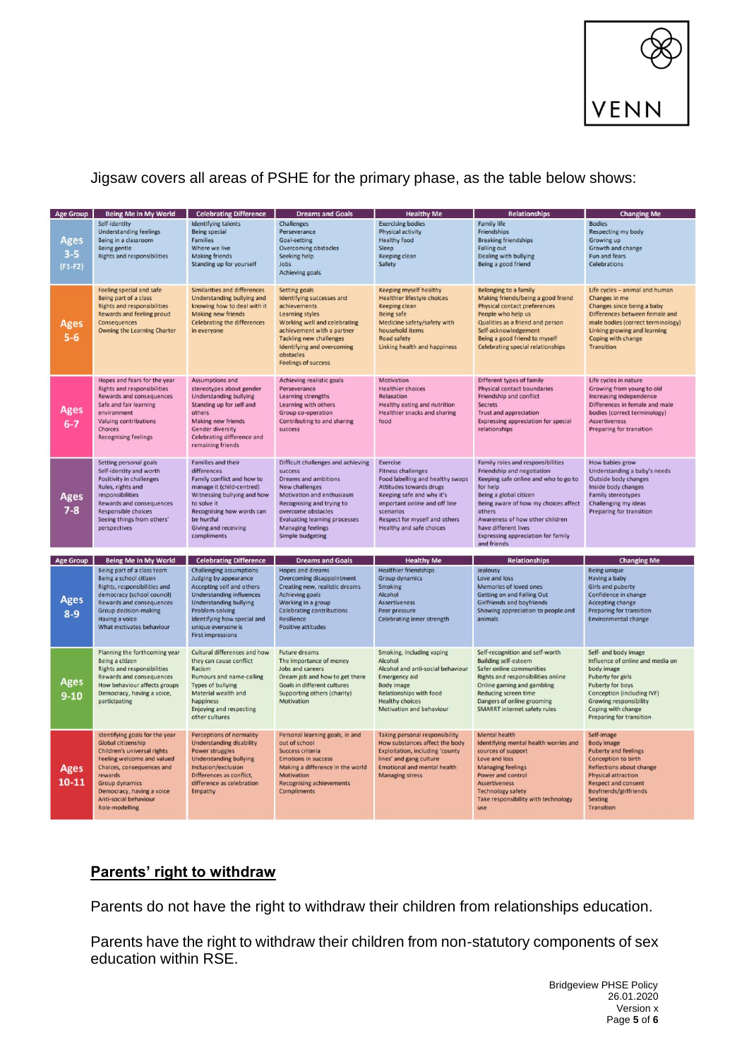VENN

Jigsaw covers all areas of PSHE for the primary phase, as the table below shows:

| Age Group | Being Me In My World | Celebrating Difference | Dreams and Goals | Healthy Me | Relationships | Changing Me |
|---|---|---|---|---|---|---|
| Ages 3-5 (F1-F2) | Self-identity<br>Understanding feelings<br>Being in a classroom<br>Being gentle<br>Rights and responsibilities | Identifying talents<br>Being special<br>Families<br>Where we live<br>Making friends<br>Standing up for yourself | Challenges<br>Perseverance<br>Goal-setting<br>Overcoming obstacles<br>Seeking help<br>Jobs<br>Achieving goals | Exercising bodies<br>Physical activity<br>Healthy food<br>Sleep<br>Keeping clean<br>Safety | Family life<br>Friendships<br>Breaking friendships<br>Falling out<br>Dealing with bullying<br>Being a good friend | Bodies<br>Respecting my body<br>Growing up<br>Growth and change<br>Fun and fears<br>Celebrations |
| Ages 5-6 | Feeling special and safe<br>Being part of a class<br>Rights and responsibilities<br>Rewards and feeling proud<br>Consequences<br>Owning the Learning Charter | Similarities and differences<br>Understanding bullying and knowing how to deal with it<br>Making new friends<br>Celebrating the differences in everyone | Setting goals<br>Identifying successes and achievements<br>Learning styles<br>Working well and celebrating achievement with a partner<br>Tackling new challenges<br>Identifying and overcoming obstacles<br>Feelings of success | Keeping myself healthy<br>Healthier lifestyle choices<br>Keeping clean<br>Being safe<br>Medicine safety/safety with household items<br>Road safety<br>Linking health and happiness | Belonging to a family<br>Making friends/being a good friend<br>Physical contact preferences<br>People who help us<br>Qualities as a friend and person<br>Self-acknowledgement<br>Being a good friend to myself<br>Celebrating special relationships | Life cycles – animal and human<br>Changes in me<br>Changes since being a baby<br>Differences between female and male bodies (correct terminology)<br>Linking growing and learning<br>Coping with change<br>Transition |
| Ages 6-7 | Hopes and fears for the year<br>Rights and responsibilities<br>Rewards and consequences<br>Safe and fair learning environment<br>Valuing contributions<br>Choices<br>Recognising feelings | Assumptions and stereotypes about gender<br>Understanding bullying<br>Standing up for self and others<br>Making new friends<br>Gender diversity<br>Celebrating difference and remaining friends | Achieving realistic goals<br>Perseverance<br>Learning strengths<br>Learning with others<br>Group co-operation<br>Contributing to and sharing success | Motivation<br>Healthier choices<br>Relaxation<br>Healthy eating and nutrition<br>Healthier snacks and sharing food | Different types of family<br>Physical contact boundaries<br>Friendship and conflict<br>Secrets<br>Trust and appreciation<br>Expressing appreciation for special relationships | Life cycles in nature<br>Growing from young to old<br>Increasing independence<br>Differences in female and male bodies (correct terminology)<br>Assertiveness<br>Preparing for transition |
| Ages 7-8 | Setting personal goals<br>Self-identity and worth<br>Positivity in challenges<br>Rules, rights and responsibilities<br>Rewards and consequences<br>Responsible choices<br>Seeing things from others' perspectives | Families and their differences<br>Family conflict and how to manage it (child-centred)<br>Witnessing bullying and how to solve it<br>Recognising how words can be hurtful<br>Giving and receiving compliments | Difficult challenges and achieving success<br>Dreams and ambitions<br>New challenges<br>Motivation and enthusiasm<br>Recognising and trying to overcome obstacles<br>Evaluating learning processes<br>Managing feelings<br>Simple budgeting | Exercise<br>Fitness challenges<br>Food labelling and healthy swaps<br>Attitudes towards drugs<br>Keeping safe and why it's important online and off line scenarios<br>Respect for myself and others<br>Healthy and safe choices | Family roles and responsibilities<br>Friendship and negotiation<br>Keeping safe online and who to go to for help<br>Being a global citizen<br>Being aware of how my choices affect others<br>Awareness of how other children have different lives<br>Expressing appreciation for family and friends | How babies grow<br>Understanding a baby's needs<br>Outside body changes<br>Inside body changes<br>Family stereotypes<br>Challenging my ideas<br>Preparing for transition |

| Age Group | Being Me In My World | Celebrating Difference | Dreams and Goals | Healthy Me | Relationships | Changing Me |
|---|---|---|---|---|---|---|
| Ages 8-9 | Being part of a class team<br>Being a school citizen<br>Rights, responsibilities and democracy (school council)<br>Rewards and consequences<br>Group decision-making<br>Having a voice<br>What motivates behaviour | Challenging assumptions<br>Judging by appearance<br>Accepting self and others<br>Understanding influences<br>Understanding bullying<br>Problem-solving<br>Identifying how special and unique everyone is<br>First impressions | Hopes and dreams<br>Overcoming disappointment<br>Creating new, realistic dreams<br>Achieving goals<br>Working in a group<br>Celebrating contributions<br>Resilience<br>Positive attitudes | Healthier friendships<br>Group dynamics<br>Smoking<br>Alcohol<br>Assertiveness<br>Peer pressure<br>Celebrating inner strength | Jealousy<br>Love and loss<br>Memories of loved ones<br>Getting on and Falling Out<br>Girlfriends and boyfriends<br>Showing appreciation to people and animals | Being unique<br>Having a baby<br>Girls and puberty<br>Confidence in change<br>Accepting change<br>Preparing for transition<br>Environmental change |
| Ages 9-10 | Planning the forthcoming year<br>Being a citizen<br>Rights and responsibilities<br>Rewards and consequences<br>How behaviour affects groups<br>Democracy, having a voice, participating | Cultural differences and how they can cause conflict<br>Racism<br>Rumours and name-calling<br>Types of bullying<br>Material wealth and happiness<br>Enjoying and respecting other cultures | Future dreams<br>The importance of money<br>Jobs and careers<br>Dream job and how to get there<br>Goals in different cultures<br>Supporting others (charity)<br>Motivation | Smoking, including vaping<br>Alcohol<br>Alcohol and anti-social behaviour<br>Emergency aid<br>Body image<br>Relationships with food<br>Healthy choices<br>Motivation and behaviour | Self-recognition and self-worth<br>Building self-esteem<br>Safer online communities<br>Rights and responsibilities online<br>Online gaming and gambling<br>Reducing screen time<br>Dangers of online grooming<br>SMARRT internet safety rules | Self- and body image<br>Influence of online and media on body image<br>Puberty for girls<br>Puberty for boys<br>Conception (including IVF)<br>Growing responsibility<br>Coping with change<br>Preparing for transition |
| Ages 10-11 | Identifying goals for the year<br>Global citizenship<br>Children's universal rights<br>Feeling welcome and valued<br>Choices, consequences and rewards<br>Group dynamics<br>Democracy, having a voice<br>Anti-social behaviour<br>Role-modelling | Perceptions of normality<br>Understanding disability<br>Power struggles<br>Understanding bullying<br>Inclusion/exclusion<br>Differences as conflict, difference as celebration<br>Empathy | Personal learning goals, in and out of school<br>Success criteria<br>Emotions in success<br>Making a difference in the world<br>Motivation<br>Recognising achievements<br>Compliments | Taking personal responsibility<br>How substances affect the body<br>Exploitation, including 'county lines' and gang culture<br>Emotional and mental health<br>Managing stress | Mental health<br>Identifying mental health worries and sources of support<br>Love and loss<br>Managing feelings<br>Power and control<br>Assertiveness<br>Technology safety<br>Take responsibility with technology use | Self-image<br>Body image<br>Puberty and feelings<br>Conception to birth<br>Reflections about change<br>Physical attraction<br>Respect and consent<br>Boyfriends/girlfriends<br>Sexting<br>Transition |

## Parents' right to withdraw

Parents do not have the right to withdraw their children from relationships education.

Parents have the right to withdraw their children from non-statutory components of sex education within RSE.

Bridgeview PHSE Policy
26.01.2020
Version x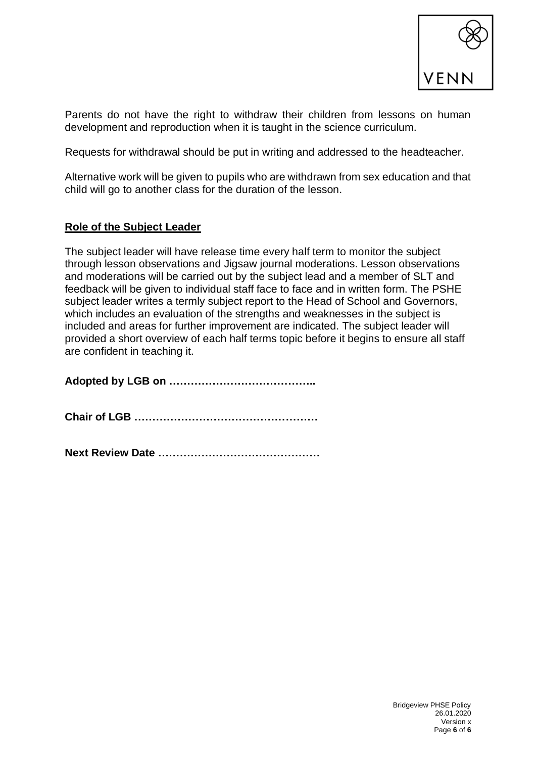Parents do not have the right to withdraw their children from lessons on human development and reproduction when it is taught in the science curriculum.

Requests for withdrawal should be put in writing and addressed to the headteacher.

Alternative work will be given to pupils who are withdrawn from sex education and that child will go to another class for the duration of the lesson.

## Role of the Subject Leader

The subject leader will have release time every half term to monitor the subject through lesson observations and Jigsaw journal moderations. Lesson observations and moderations will be carried out by the subject lead and a member of SLT and feedback will be given to individual staff face to face and in written form. The PSHE subject leader writes a termly subject report to the Head of School and Governors, which includes an evaluation of the strengths and weaknesses in the subject is included and areas for further improvement are indicated. The subject leader will provided a short overview of each half terms topic before it begins to ensure all staff are confident in teaching it.

**Adopted by LGB on …………………………………..**

**Chair of LGB ……………………………………………**

**Next Review Date ………………………………………**